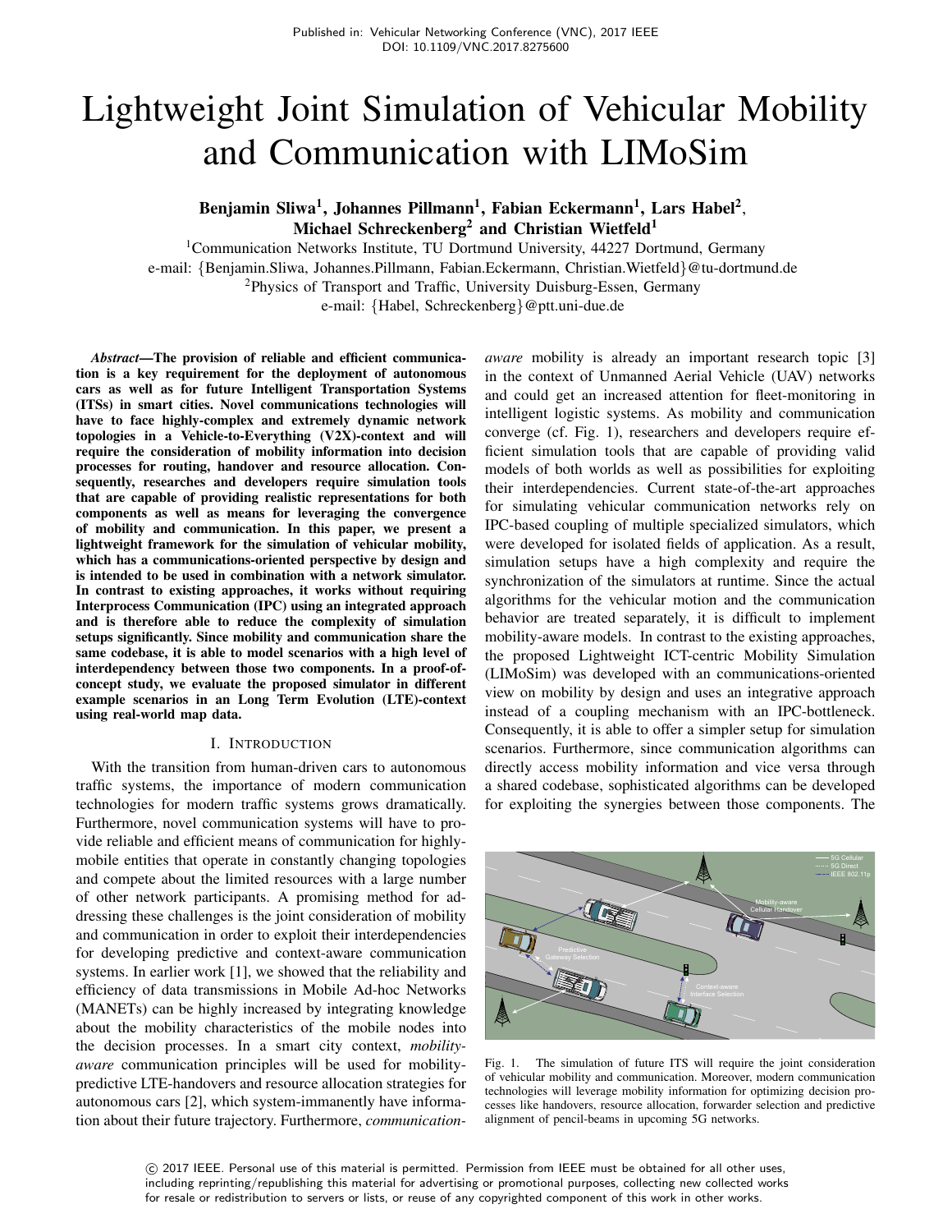Published in: Vehicular Networking Conference (VNC), 2017 IEEE
DOI: 10.1109/VNC.2017.8275600

# Lightweight Joint Simulation of Vehicular Mobility and Communication with LIMoSim

**Benjamin Sliwa[1], Johannes Pillmann[1], Fabian Eckermann[1], Lars Habel[2], Michael Schreckenberg[2] and Christian Wietfeld[1]**

[1]Communication Networks Institute, TU Dortmund University, 44227 Dortmund, Germany
e-mail: {Benjamin.Sliwa, Johannes.Pillmann, Fabian.Eckermann, Christian.Wietfeld}@tu-dortmund.de
[2]Physics of Transport and Traffic, University Duisburg-Essen, Germany
e-mail: {Habel, Schreckenberg}@ptt.uni-due.de

***Abstract*—The provision of reliable and efficient communication is a key requirement for the deployment of autonomous cars as well as for future Intelligent Transportation Systems (ITSs) in smart cities. Novel communications technologies will have to face highly-complex and extremely dynamic network topologies in a Vehicle-to-Everything (V2X)-context and will require the consideration of mobility information into decision processes for routing, handover and resource allocation. Consequently, researches and developers require simulation tools that are capable of providing realistic representations for both components as well as means for leveraging the convergence of mobility and communication. In this paper, we present a lightweight framework for the simulation of vehicular mobility, which has a communications-oriented perspective by design and is intended to be used in combination with a network simulator. In contrast to existing approaches, it works without requiring Interprocess Communication (IPC) using an integrated approach and is therefore able to reduce the complexity of simulation setups significantly. Since mobility and communication share the same codebase, it is able to model scenarios with a high level of interdependency between those two components. In a proof-of-concept study, we evaluate the proposed simulator in different example scenarios in an Long Term Evolution (LTE)-context using real-world map data.**

## I. Introduction

With the transition from human-driven cars to autonomous traffic systems, the importance of modern communication technologies for modern traffic systems grows dramatically. Furthermore, novel communication systems will have to provide reliable and efficient means of communication for highly-mobile entities that operate in constantly changing topologies and compete about the limited resources with a large number of other network participants. A promising method for addressing these challenges is the joint consideration of mobility and communication in order to exploit their interdependencies for developing predictive and context-aware communication systems. In earlier work [1], we showed that the reliability and efficiency of data transmissions in Mobile Ad-hoc Networks (MANETs) can be highly increased by integrating knowledge about the mobility characteristics of the mobile nodes into the decision processes. In a smart city context, *mobility-aware* communication principles will be used for mobility-predictive LTE-handovers and resource allocation strategies for autonomous cars [2], which system-immanently have information about their future trajectory. Furthermore, *communication-aware* mobility is already an important research topic [3] in the context of Unmanned Aerial Vehicle (UAV) networks and could get an increased attention for fleet-monitoring in intelligent logistic systems. As mobility and communication converge (cf. Fig. 1), researchers and developers require efficient simulation tools that are capable of providing valid models of both worlds as well as possibilities for exploiting their interdependencies. Current state-of-the-art approaches for simulating vehicular communication networks rely on IPC-based coupling of multiple specialized simulators, which were developed for isolated fields of application. As a result, simulation setups have a high complexity and require the synchronization of the simulators at runtime. Since the actual algorithms for the vehicular motion and the communication behavior are treated separately, it is difficult to implement mobility-aware models. In contrast to the existing approaches, the proposed Lightweight ICT-centric Mobility Simulation (LIMoSim) was developed with an communications-oriented view on mobility by design and uses an integrative approach instead of a coupling mechanism with an IPC-bottleneck. Consequently, it is able to offer a simpler setup for simulation scenarios. Furthermore, since communication algorithms can directly access mobility information and vice versa through a shared codebase, sophisticated algorithms can be developed for exploiting the synergies between those components. The

Fig. 1. The simulation of future ITS will require the joint consideration of vehicular mobility and communication. Moreover, modern communication technologies will leverage mobility information for optimizing decision processes like handovers, resource allocation, forwarder selection and predictive alignment of pencil-beams in upcoming 5G networks.

© 2017 IEEE. Personal use of this material is permitted. Permission from IEEE must be obtained for all other uses, including reprinting/republishing this material for advertising or promotional purposes, collecting new collected works for resale or redistribution to servers or lists, or reuse of any copyrighted component of this work in other works.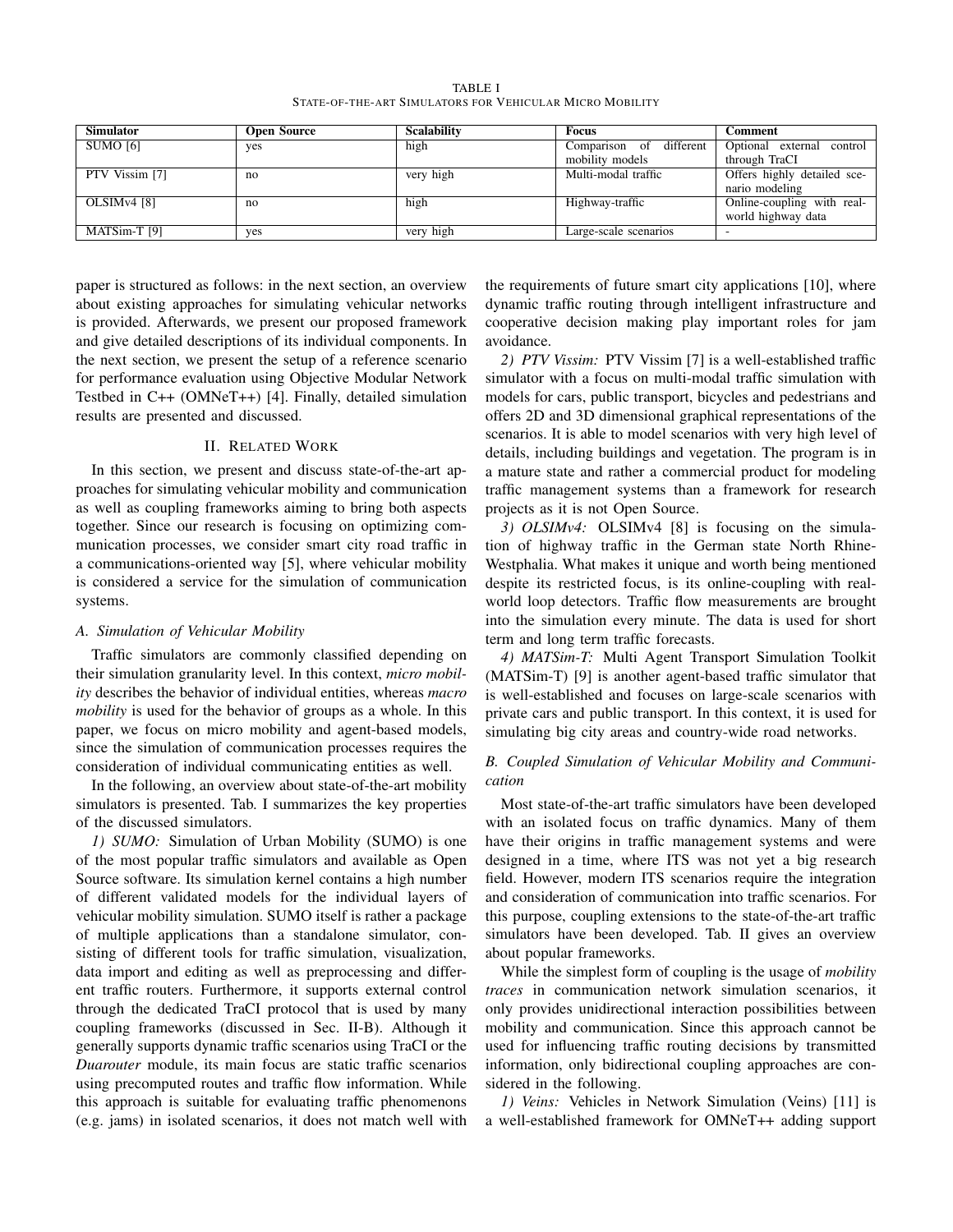TABLE I
STATE-OF-THE-ART SIMULATORS FOR VEHICULAR MICRO MOBILITY

| Simulator | Open Source | Scalability | Focus | Comment |
|---|---|---|---|---|
| SUMO [6] | yes | high | Comparison of different mobility models | Optional external control through TraCI |
| PTV Vissim [7] | no | very high | Multi-modal traffic | Offers highly detailed scenario modeling |
| OLSIMv4 [8] | no | high | Highway-traffic | Online-coupling with real-world highway data |
| MATSim-T [9] | yes | very high | Large-scale scenarios | - |

paper is structured as follows: in the next section, an overview about existing approaches for simulating vehicular networks is provided. Afterwards, we present our proposed framework and give detailed descriptions of its individual components. In the next section, we present the setup of a reference scenario for performance evaluation using Objective Modular Network Testbed in C++ (OMNeT++) [4]. Finally, detailed simulation results are presented and discussed.

## II. Related Work

In this section, we present and discuss state-of-the-art approaches for simulating vehicular mobility and communication as well as coupling frameworks aiming to bring both aspects together. Since our research is focusing on optimizing communication processes, we consider smart city road traffic in a communications-oriented way [5], where vehicular mobility is considered a service for the simulation of communication systems.

### A. Simulation of Vehicular Mobility

Traffic simulators are commonly classified depending on their simulation granularity level. In this context, *micro mobility* describes the behavior of individual entities, whereas *macro mobility* is used for the behavior of groups as a whole. In this paper, we focus on micro mobility and agent-based models, since the simulation of communication processes requires the consideration of individual communicating entities as well.

In the following, an overview about state-of-the-art mobility simulators is presented. Tab. I summarizes the key properties of the discussed simulators.

*1) SUMO:* Simulation of Urban Mobility (SUMO) is one of the most popular traffic simulators and available as Open Source software. Its simulation kernel contains a high number of different validated models for the individual layers of vehicular mobility simulation. SUMO itself is rather a package of multiple applications than a standalone simulator, consisting of different tools for traffic simulation, visualization, data import and editing as well as preprocessing and different traffic routers. Furthermore, it supports external control through the dedicated TraCI protocol that is used by many coupling frameworks (discussed in Sec. II-B). Although it generally supports dynamic traffic scenarios using TraCI or the *Duarouter* module, its main focus are static traffic scenarios using precomputed routes and traffic flow information. While this approach is suitable for evaluating traffic phenomenons (e.g. jams) in isolated scenarios, it does not match well with the requirements of future smart city applications [10], where dynamic traffic routing through intelligent infrastructure and cooperative decision making play important roles for jam avoidance.

*2) PTV Vissim:* PTV Vissim [7] is a well-established traffic simulator with a focus on multi-modal traffic simulation with models for cars, public transport, bicycles and pedestrians and offers 2D and 3D dimensional graphical representations of the scenarios. It is able to model scenarios with very high level of details, including buildings and vegetation. The program is in a mature state and rather a commercial product for modeling traffic management systems than a framework for research projects as it is not Open Source.

*3) OLSIMv4:* OLSIMv4 [8] is focusing on the simulation of highway traffic in the German state North Rhine-Westphalia. What makes it unique and worth being mentioned despite its restricted focus, is its online-coupling with real-world loop detectors. Traffic flow measurements are brought into the simulation every minute. The data is used for short term and long term traffic forecasts.

*4) MATSim-T:* Multi Agent Transport Simulation Toolkit (MATSim-T) [9] is another agent-based traffic simulator that is well-established and focuses on large-scale scenarios with private cars and public transport. In this context, it is used for simulating big city areas and country-wide road networks.

### B. Coupled Simulation of Vehicular Mobility and Communication

Most state-of-the-art traffic simulators have been developed with an isolated focus on traffic dynamics. Many of them have their origins in traffic management systems and were designed in a time, where ITS was not yet a big research field. However, modern ITS scenarios require the integration and consideration of communication into traffic scenarios. For this purpose, coupling extensions to the state-of-the-art traffic simulators have been developed. Tab. II gives an overview about popular frameworks.

While the simplest form of coupling is the usage of *mobility traces* in communication network simulation scenarios, it only provides unidirectional interaction possibilities between mobility and communication. Since this approach cannot be used for influencing traffic routing decisions by transmitted information, only bidirectional coupling approaches are considered in the following.

*1) Veins:* Vehicles in Network Simulation (Veins) [11] is a well-established framework for OMNeT++ adding support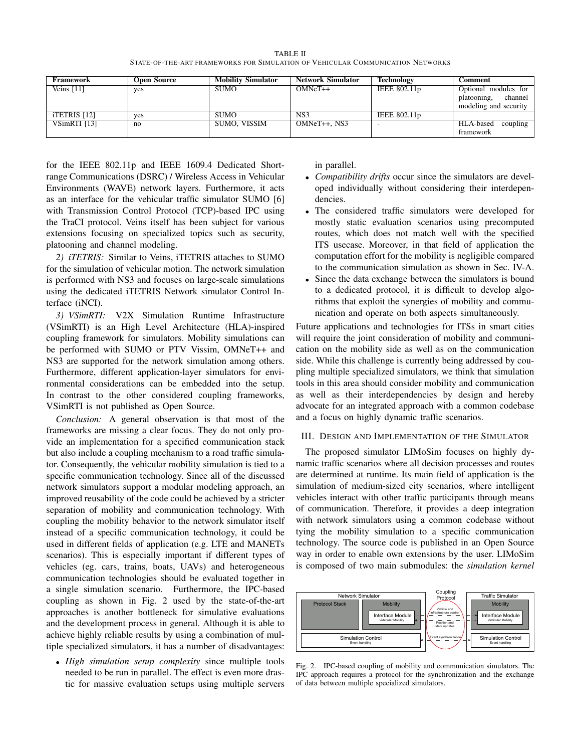TABLE II
STATE-OF-THE-ART FRAMEWORKS FOR SIMULATION OF VEHICULAR COMMUNICATION NETWORKS

| Framework | Open Source | Mobility Simulator | Network Simulator | Technology | Comment |
|---|---|---|---|---|---|
| Veins [11] | yes | SUMO | OMNeT++ | IEEE 802.11p | Optional modules for platooning, channel modeling and security |
| iTETRIS [12] | yes | SUMO | NS3 | IEEE 802.11p | |
| VSimRTI [13] | no | SUMO, VISSIM | OMNeT++, NS3 | - | HLA-based coupling framework |

for the IEEE 802.11p and IEEE 1609.4 Dedicated Short-range Communications (DSRC) / Wireless Access in Vehicular Environments (WAVE) network layers. Furthermore, it acts as an interface for the vehicular traffic simulator SUMO [6] with Transmission Control Protocol (TCP)-based IPC using the TraCI protocol. Veins itself has been subject for various extensions focusing on specialized topics such as security, platooning and channel modeling.

*2) iTETRIS:* Similar to Veins, iTETRIS attaches to SUMO for the simulation of vehicular motion. The network simulation is performed with NS3 and focuses on large-scale simulations using the dedicated iTETRIS Network simulator Control Interface (iNCI).

*3) VSimRTI:* V2X Simulation Runtime Infrastructure (VSimRTI) is an High Level Architecture (HLA)-inspired coupling framework for simulators. Mobility simulations can be performed with SUMO or PTV Vissim, OMNeT++ and NS3 are supported for the network simulation among others. Furthermore, different application-layer simulators for environmental considerations can be embedded into the setup. In contrast to the other considered coupling frameworks, VSimRTI is not published as Open Source.

*Conclusion:* A general observation is that most of the frameworks are missing a clear focus. They do not only provide an implementation for a specified communication stack but also include a coupling mechanism to a road traffic simulator. Consequently, the vehicular mobility simulation is tied to a specific communication technology. Since all of the discussed network simulators support a modular modeling approach, an improved reusability of the code could be achieved by a stricter separation of mobility and communication technology. With coupling the mobility behavior to the network simulator itself instead of a specific communication technology, it could be used in different fields of application (e.g. LTE and MANETs scenarios). This is especially important if different types of vehicles (eg. cars, trains, boats, UAVs) and heterogeneous communication technologies should be evaluated together in a single simulation scenario. Furthermore, the IPC-based coupling as shown in Fig. 2 used by the state-of-the-art approaches is another bottleneck for simulative evaluations and the development process in general. Although it is able to achieve highly reliable results by using a combination of multiple specialized simulators, it has a number of disadvantages:

- *High simulation setup complexity* since multiple tools needed to be run in parallel. The effect is even more drastic for massive evaluation setups using multiple servers in parallel.
- *Compatibility drifts* occur since the simulators are developed individually without considering their interdependencies.
- The considered traffic simulators were developed for mostly static evaluation scenarios using precomputed routes, which does not match well with the specified ITS usecase. Moreover, in that field of application the computation effort for the mobility is negligible compared to the communication simulation as shown in Sec. IV-A.
- Since the data exchange between the simulators is bound to a dedicated protocol, it is difficult to develop algorithms that exploit the synergies of mobility and communication and operate on both aspects simultaneously.

Future applications and technologies for ITSs in smart cities will require the joint consideration of mobility and communication on the mobility side as well as on the communication side. While this challenge is currently being addressed by coupling multiple specialized simulators, we think that simulation tools in this area should consider mobility and communication as well as their interdependencies by design and hereby advocate for an integrated approach with a common codebase and a focus on highly dynamic traffic scenarios.

## III. DESIGN AND IMPLEMENTATION OF THE SIMULATOR

The proposed simulator LIMoSim focuses on highly dynamic traffic scenarios where all decision processes and routes are determined at runtime. Its main field of application is the simulation of medium-sized city scenarios, where intelligent vehicles interact with other traffic participants through means of communication. Therefore, it provides a deep integration with network simulators using a common codebase without tying the mobility simulation to a specific communication technology. The source code is published in an Open Source way in order to enable own extensions by the user. LIMoSim is composed of two main submodules: the *simulation kernel*

Fig. 2. IPC-based coupling of mobility and communication simulators. The IPC approach requires a protocol for the synchronization and the exchange of data between multiple specialized simulators.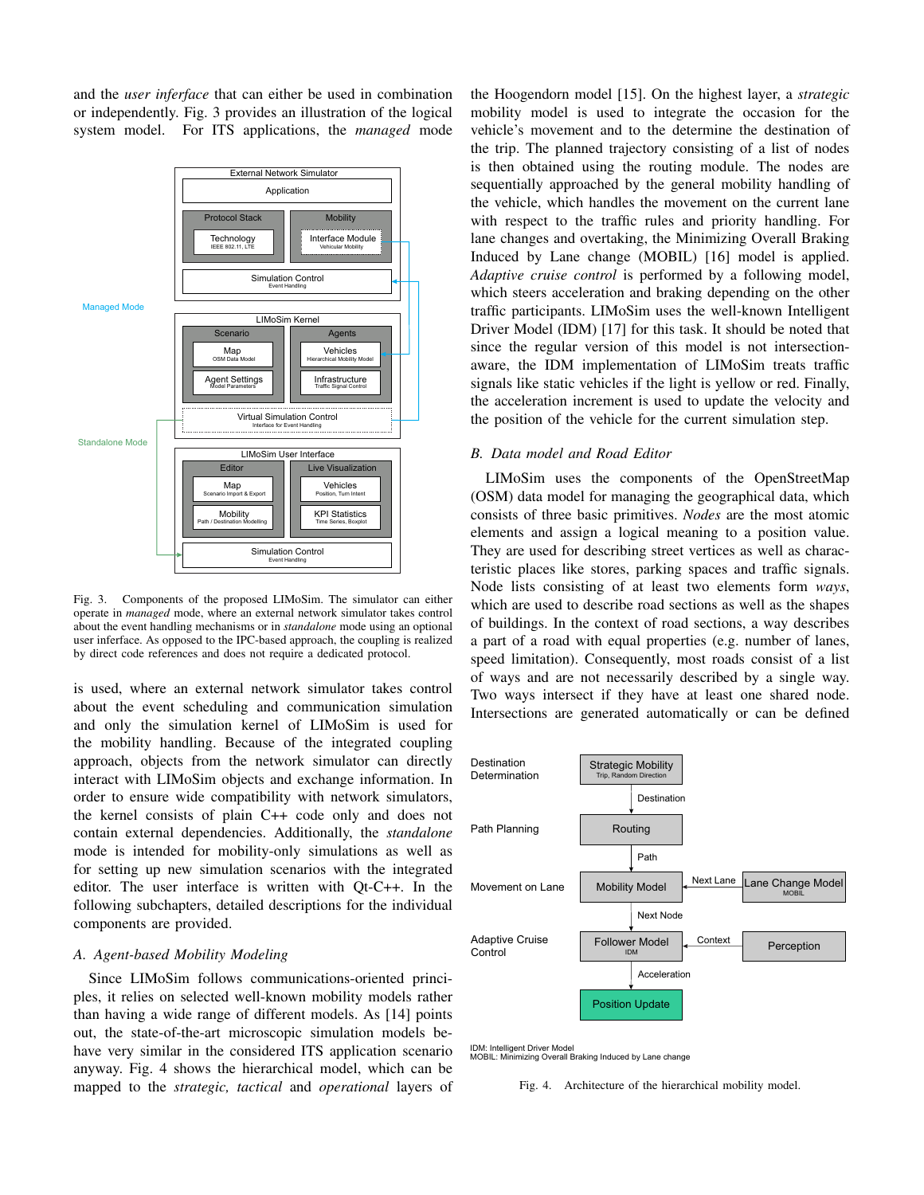and the *user inferface* that can either be used in combination or independently. Fig. 3 provides an illustration of the logical system model. For ITS applications, the *managed* mode is used, where an external network simulator takes control about the event scheduling and communication simulation and only the simulation kernel of LIMoSim is used for the mobility handling. Because of the integrated coupling approach, objects from the network simulator can directly interact with LIMoSim objects and exchange information. In order to ensure wide compatibility with network simulators, the kernel consists of plain C++ code only and does not contain external dependencies. Additionally, the *standalone* mode is intended for mobility-only simulations as well as for setting up new simulation scenarios with the integrated editor. The user interface is written with Qt-C++. In the following subchapters, detailed descriptions for the individual components are provided.

Fig. 3. Components of the proposed LIMoSim. The simulator can either operate in *managed* mode, where an external network simulator takes control about the event handling mechanisms or in *standalone* mode using an optional user inferface. As opposed to the IPC-based approach, the coupling is realized by direct code references and does not require a dedicated protocol.

### A. Agent-based Mobility Modeling

Since LIMoSim follows communications-oriented principles, it relies on selected well-known mobility models rather than having a wide range of different models. As [14] points out, the state-of-the-art microscopic simulation models behave very similar in the considered ITS application scenario anyway. Fig. 4 shows the hierarchical model, which can be mapped to the *strategic, tactical* and *operational* layers of the Hoogendorn model [15]. On the highest layer, a *strategic* mobility model is used to integrate the occasion for the vehicle's movement and to the determine the destination of the trip. The planned trajectory consisting of a list of nodes is then obtained using the routing module. The nodes are sequentially approached by the general mobility handling of the vehicle, which handles the movement on the current lane with respect to the traffic rules and priority handling. For lane changes and overtaking, the Minimizing Overall Braking Induced by Lane change (MOBIL) [16] model is applied. *Adaptive cruise control* is performed by a following model, which steers acceleration and braking depending on the other traffic participants. LIMoSim uses the well-known Intelligent Driver Model (IDM) [17] for this task. It should be noted that since the regular version of this model is not intersection-aware, the IDM implementation of LIMoSim treats traffic signals like static vehicles if the light is yellow or red. Finally, the acceleration increment is used to update the velocity and the position of the vehicle for the current simulation step.

### B. Data model and Road Editor

LIMoSim uses the components of the OpenStreetMap (OSM) data model for managing the geographical data, which consists of three basic primitives. *Nodes* are the most atomic elements and assign a logical meaning to a position value. They are used for describing street vertices as well as characteristic places like stores, parking spaces and traffic signals. Node lists consisting of at least two elements form *ways*, which are used to describe road sections as well as the shapes of buildings. In the context of road sections, a way describes a part of a road with equal properties (e.g. number of lanes, speed limitation). Consequently, most roads consist of a list of ways and are not necessarily described by a single way. Two ways intersect if they have at least one shared node. Intersections are generated automatically or can be defined

IDM: Intelligent Driver Model
MOBIL: Minimizing Overall Braking Induced by Lane change

Fig. 4. Architecture of the hierarchical mobility model.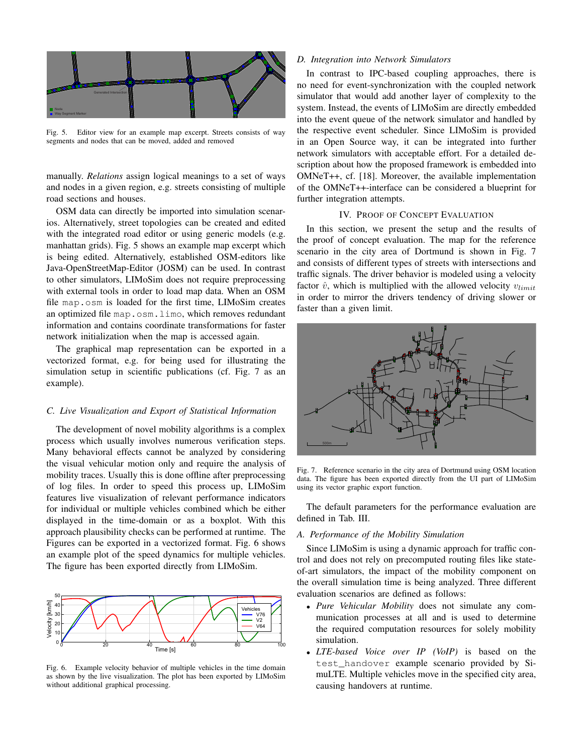Fig. 5. Editor view for an example map excerpt. Streets consists of way segments and nodes that can be moved, added and removed

manually. *Relations* assign logical meanings to a set of ways and nodes in a given region, e.g. streets consisting of multiple road sections and houses.

OSM data can directly be imported into simulation scenarios. Alternatively, street topologies can be created and edited with the integrated road editor or using generic models (e.g. manhattan grids). Fig. 5 shows an example map excerpt which is being edited. Alternatively, established OSM-editors like Java-OpenStreetMap-Editor (JOSM) can be used. In contrast to other simulators, LIMoSim does not require preprocessing with external tools in order to load map data. When an OSM file `map.osm` is loaded for the first time, LIMoSim creates an optimized file `map.osm.limo`, which removes redundant information and contains coordinate transformations for faster network initialization when the map is accessed again.

The graphical map representation can be exported in a vectorized format, e.g. for being used for illustrating the simulation setup in scientific publications (cf. Fig. 7 as an example).

### C. Live Visualization and Export of Statistical Information

The development of novel mobility algorithms is a complex process which usually involves numerous verification steps. Many behavioral effects cannot be analyzed by considering the visual vehicular motion only and require the analysis of mobility traces. Usually this is done offline after preprocessing of log files. In order to speed this process up, LIMoSim features live visualization of relevant performance indicators for individual or multiple vehicles combined which be either displayed in the time-domain or as a boxplot. With this approach plausibility checks can be performed at runtime. The Figures can be exported in a vectorized format. Fig. 6 shows an example plot of the speed dynamics for multiple vehicles. The figure has been exported directly from LIMoSim.

Fig. 6. Example velocity behavior of multiple vehicles in the time domain as shown by the live visualization. The plot has been exported by LIMoSim without additional graphical processing.

### D. Integration into Network Simulators

In contrast to IPC-based coupling approaches, there is no need for event-synchronization with the coupled network simulator that would add another layer of complexity to the system. Instead, the events of LIMoSim are directly embedded into the event queue of the network simulator and handled by the respective event scheduler. Since LIMoSim is provided in an Open Source way, it can be integrated into further network simulators with acceptable effort. For a detailed description about how the proposed framework is embedded into OMNeT++, cf. [18]. Moreover, the available implementation of the OMNeT++-interface can be considered a blueprint for further integration attempts.

## IV. Proof of Concept Evaluation

In this section, we present the setup and the results of the proof of concept evaluation. The map for the reference scenario in the city area of Dortmund is shown in Fig. 7 and consists of different types of streets with intersections and traffic signals. The driver behavior is modeled using a velocity factor $\hat{v}$, which is multiplied with the allowed velocity $v_{limit}$ in order to mirror the drivers tendency of driving slower or faster than a given limit.

Fig. 7. Reference scenario in the city area of Dortmund using OSM location data. The figure has been exported directly from the UI part of LIMoSim using its vector graphic export function.

The default parameters for the performance evaluation are defined in Tab. III.

### A. Performance of the Mobility Simulation

Since LIMoSim is using a dynamic approach for traffic control and does not rely on precomputed routing files like state-of-art simulators, the impact of the mobility component on the overall simulation time is being analyzed. Three different evaluation scenarios are defined as follows:

- *Pure Vehicular Mobility* does not simulate any communication processes at all and is used to determine the required computation resources for solely mobility simulation.
- *LTE-based Voice over IP (VoIP)* is based on the `test_handover` example scenario provided by SimuLTE. Multiple vehicles move in the specified city area, causing handovers at runtime.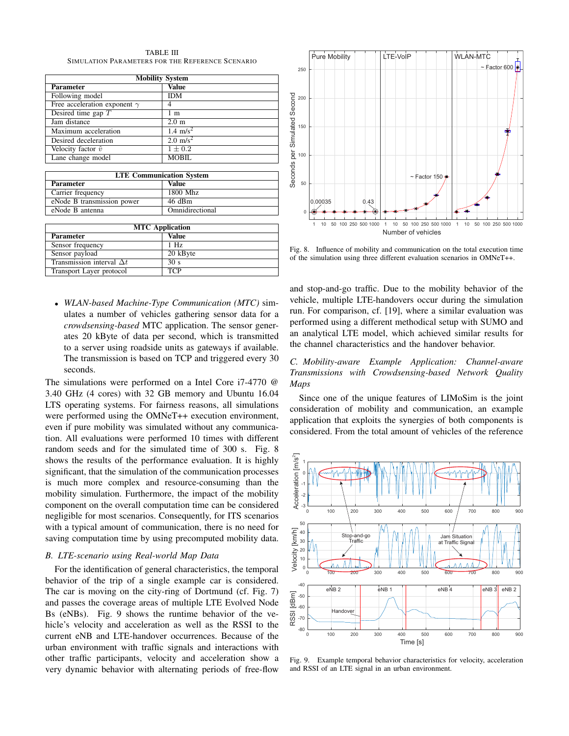TABLE III
SIMULATION PARAMETERS FOR THE REFERENCE SCENARIO

| Mobility System | |
|---|---|
| **Parameter** | **Value** |
| Following model | IDM |
| Free acceleration exponent $\gamma$ | 4 |
| Desired time gap $T$ | 1 m |
| Jam distance | 2.0 m |
| Maximum acceleration | 1.4 m/s$^2$ |
| Desired deceleration | 2.0 m/s$^2$ |
| Velocity factor $\hat{v}$ | $1 \pm 0.2$ |
| Lane change model | MOBIL |

| LTE Communication System | |
|---|---|
| **Parameter** | **Value** |
| Carrier frequency | 1800 Mhz |
| eNode B transmission power | 46 dBm |
| eNode B antenna | Omnidirectional |

| MTC Application | |
|---|---|
| **Parameter** | **Value** |
| Sensor frequency | 1 Hz |
| Sensor payload | 20 kByte |
| Transmission interval $\Delta t$ | 30 s |
| Transport Layer protocol | TCP |

- *WLAN-based Machine-Type Communication (MTC)* simulates a number of vehicles gathering sensor data for a *crowdsensing-based* MTC application. The sensor generates 20 kByte of data per second, which is transmitted to a server using roadside units as gateways if available. The transmission is based on TCP and triggered every 30 seconds.

The simulations were performed on a Intel Core i7-4770 @ 3.40 GHz (4 cores) with 32 GB memory and Ubuntu 16.04 LTS operating systems. For fairness reasons, all simulations were performed using the OMNeT++ execution environment, even if pure mobility was simulated without any communication. All evaluations were performed 10 times with different random seeds and for the simulated time of 300 s. Fig. 8 shows the results of the performance evaluation. It is highly significant, that the simulation of the communication processes is much more complex and resource-consuming than the mobility simulation. Furthermore, the impact of the mobility component on the overall computation time can be considered negligible for most scenarios. Consequently, for ITS scenarios with a typical amount of communication, there is no need for saving computation time by using precomputed mobility data.

### B. LTE-scenario using Real-world Map Data

For the identification of general characteristics, the temporal behavior of the trip of a single example car is considered. The car is moving on the city-ring of Dortmund (cf. Fig. 7) and passes the coverage areas of multiple LTE Evolved Node Bs (eNBs). Fig. 9 shows the runtime behavior of the vehicle's velocity and acceleration as well as the RSSI to the current eNB and LTE-handover occurrences. Because of the urban environment with traffic signals and interactions with other traffic participants, velocity and acceleration show a very dynamic behavior with alternating periods of free-flow and stop-and-go traffic. Due to the mobility behavior of the vehicle, multiple LTE-handovers occur during the simulation run. For comparison, cf. [19], where a similar evaluation was performed using a different methodical setup with SUMO and an analytical LTE model, which achieved similar results for the channel characteristics and the handover behavior.

Fig. 8. Influence of mobility and communication on the total execution time of the simulation using three different evaluation scenarios in OMNeT++.

### C. Mobility-aware Example Application: Channel-aware Transmissions with Crowdsensing-based Network Quality Maps

Since one of the unique features of LIMoSim is the joint consideration of mobility and communication, an example application that exploits the synergies of both components is considered. From the total amount of vehicles of the reference

Fig. 9. Example temporal behavior characteristics for velocity, acceleration and RSSI of an LTE signal in an urban environment.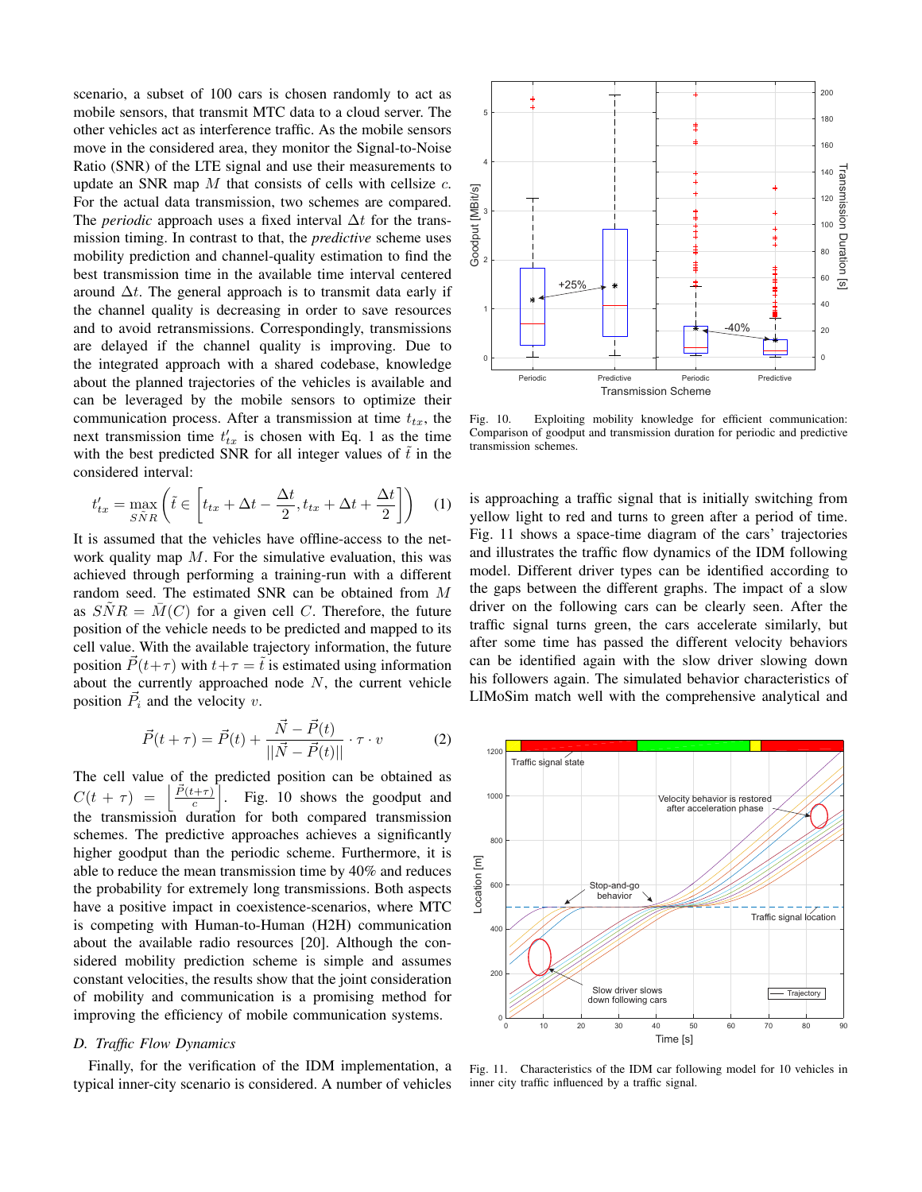scenario, a subset of 100 cars is chosen randomly to act as mobile sensors, that transmit MTC data to a cloud server. The other vehicles act as interference traffic. As the mobile sensors move in the considered area, they monitor the Signal-to-Noise Ratio (SNR) of the LTE signal and use their measurements to update an SNR map $M$ that consists of cells with cellsize $c$. For the actual data transmission, two schemes are compared. The *periodic* approach uses a fixed interval $\Delta t$ for the transmission timing. In contrast to that, the *predictive* scheme uses mobility prediction and channel-quality estimation to find the best transmission time in the available time interval centered around $\Delta t$. The general approach is to transmit data early if the channel quality is decreasing in order to save resources and to avoid retransmissions. Correspondingly, transmissions are delayed if the channel quality is improving. Due to the integrated approach with a shared codebase, knowledge about the planned trajectories of the vehicles is available and can be leveraged by the mobile sensors to optimize their communication process. After a transmission at time $t_{tx}$, the next transmission time $t'_{tx}$ is chosen with Eq. 1 as the time with the best predicted SNR for all integer values of $\tilde{t}$ in the considered interval:

$$t'_{tx} = \max_{\tilde{SNR}} \left( \tilde{t} \in \left[ t_{tx} + \Delta t - \frac{\Delta t}{2}, t_{tx} + \Delta t + \frac{\Delta t}{2} \right] \right) \quad (1)$$

It is assumed that the vehicles have offline-access to the network quality map $M$. For the simulative evaluation, this was achieved through performing a training-run with a different random seed. The estimated SNR can be obtained from $M$ as $\tilde{SNR} = \tilde{M}(C)$ for a given cell $C$. Therefore, the future position of the vehicle needs to be predicted and mapped to its cell value. With the available trajectory information, the future position $\vec{P}(t+\tau)$ with $t+\tau = \tilde{t}$ is estimated using information about the currently approached node $N$, the current vehicle position $\vec{P}_i$ and the velocity $v$.

$$\vec{P}(t+\tau) = \vec{P}(t) + \frac{\vec{N} - \vec{P}(t)}{||\vec{N} - \vec{P}(t)||} \cdot \tau \cdot v \quad (2)$$

The cell value of the predicted position can be obtained as $C(t+\tau) = \left\lfloor \frac{\vec{P}(t+\tau)}{c} \right\rfloor$. Fig. 10 shows the goodput and the transmission duration for both compared transmission schemes. The predictive approaches achieves a significantly higher goodput than the periodic scheme. Furthermore, it is able to reduce the mean transmission time by 40% and reduces the probability for extremely long transmissions. Both aspects have a positive impact in coexistence-scenarios, where MTC is competing with Human-to-Human (H2H) communication about the available radio resources [20]. Although the considered mobility prediction scheme is simple and assumes constant velocities, the results show that the joint consideration of mobility and communication is a promising method for improving the efficiency of mobile communication systems.

### D. Traffic Flow Dynamics

Finally, for the verification of the IDM implementation, a typical inner-city scenario is considered. A number of vehicles is approaching a traffic signal that is initially switching from yellow light to red and turns to green after a period of time. Fig. 11 shows a space-time diagram of the cars' trajectories and illustrates the traffic flow dynamics of the IDM following model. Different driver types can be identified according to the gaps between the different graphs. The impact of a slow driver on the following cars can be clearly seen. After the traffic signal turns green, the cars accelerate similarly, but after some time has passed the different velocity behaviors can be identified again with the slow driver slowing down his followers again. The simulated behavior characteristics of LIMoSim match well with the comprehensive analytical and

Fig. 10. Exploiting mobility knowledge for efficient communication: Comparison of goodput and transmission duration for periodic and predictive transmission schemes.

Fig. 11. Characteristics of the IDM car following model for 10 vehicles in inner city traffic influenced by a traffic signal.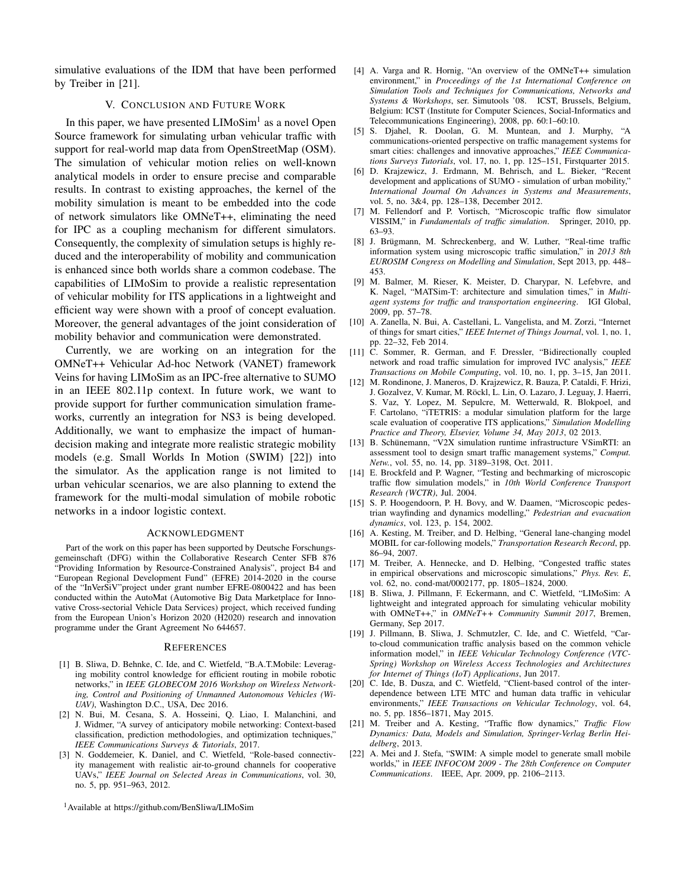simulative evaluations of the IDM that have been performed by Treiber in [21].

## V. Conclusion and Future Work

In this paper, we have presented LIMoSim[1] as a novel Open Source framework for simulating urban vehicular traffic with support for real-world map data from OpenStreetMap (OSM). The simulation of vehicular motion relies on well-known analytical models in order to ensure precise and comparable results. In contrast to existing approaches, the kernel of the mobility simulation is meant to be embedded into the code of network simulators like OMNeT++, eliminating the need for IPC as a coupling mechanism for different simulators. Consequently, the complexity of simulation setups is highly reduced and the interoperability of mobility and communication is enhanced since both worlds share a common codebase. The capabilities of LIMoSim to provide a realistic representation of vehicular mobility for ITS applications in a lightweight and efficient way were shown with a proof of concept evaluation. Moreover, the general advantages of the joint consideration of mobility behavior and communication were demonstrated.

Currently, we are working on an integration for the OMNeT++ Vehicular Ad-hoc Network (VANET) framework Veins for having LIMoSim as an IPC-free alternative to SUMO in an IEEE 802.11p context. In future work, we want to provide support for further communication simulation frameworks, currently an integration for NS3 is being developed. Additionally, we want to emphasize the impact of human-decision making and integrate more realistic strategic mobility models (e.g. Small Worlds In Motion (SWIM) [22]) into the simulator. As the application range is not limited to urban vehicular scenarios, we are also planning to extend the framework for the multi-modal simulation of mobile robotic networks in a indoor logistic context.

## Acknowledgment

Part of the work on this paper has been supported by Deutsche Forschungsgemeinschaft (DFG) within the Collaborative Research Center SFB 876 "Providing Information by Resource-Constrained Analysis", project B4 and "European Regional Development Fund" (EFRE) 2014-2020 in the course of the "InVerSiV"project under grant number EFRE-0800422 and has been conducted within the AutoMat (Automotive Big Data Marketplace for Innovative Cross-sectorial Vehicle Data Services) project, which received funding from the European Union's Horizon 2020 (H2020) research and innovation programme under the Grant Agreement No 644657.

## References

[1] B. Sliwa, D. Behnke, C. Ide, and C. Wietfeld, "B.A.T.Mobile: Leveraging mobility control knowledge for efficient routing in mobile robotic networks," in *IEEE GLOBECOM 2016 Workshop on Wireless Networking, Control and Positioning of Unmanned Autonomous Vehicles (Wi-UAV)*, Washington D.C., USA, Dec 2016.

[2] N. Bui, M. Cesana, S. A. Hosseini, Q. Liao, I. Malanchini, and J. Widmer, "A survey of anticipatory mobile networking: Context-based classification, prediction methodologies, and optimization techniques," *IEEE Communications Surveys & Tutorials*, 2017.

[3] N. Goddemeier, K. Daniel, and C. Wietfeld, "Role-based connectivity management with realistic air-to-ground channels for cooperative UAVs," *IEEE Journal on Selected Areas in Communications*, vol. 30, no. 5, pp. 951–963, 2012.

[4] A. Varga and R. Hornig, "An overview of the OMNeT++ simulation environment," in *Proceedings of the 1st International Conference on Simulation Tools and Techniques for Communications, Networks and Systems & Workshops*, ser. Simutools '08. ICST, Brussels, Belgium, Belgium: ICST (Institute for Computer Sciences, Social-Informatics and Telecommunications Engineering), 2008, pp. 60:1–60:10.

[5] S. Djahel, R. Doolan, G. M. Muntean, and J. Murphy, "A communications-oriented perspective on traffic management systems for smart cities: challenges and innovative approaches," *IEEE Communications Surveys Tutorials*, vol. 17, no. 1, pp. 125–151, Firstquarter 2015.

[6] D. Krajzewicz, J. Erdmann, M. Behrisch, and L. Bieker, "Recent development and applications of SUMO - simulation of urban mobility," *International Journal On Advances in Systems and Measurements*, vol. 5, no. 3&4, pp. 128–138, December 2012.

[7] M. Fellendorf and P. Vortisch, "Microscopic traffic flow simulator VISSIM," in *Fundamentals of traffic simulation*. Springer, 2010, pp. 63–93.

[8] J. Brügmann, M. Schreckenberg, and W. Luther, "Real-time traffic information system using microscopic traffic simulation," in *2013 8th EUROSIM Congress on Modelling and Simulation*, Sept 2013, pp. 448–453.

[9] M. Balmer, M. Rieser, K. Meister, D. Charypar, N. Lefebvre, and K. Nagel, "MATSim-T: architecture and simulation times," in *Multi-agent systems for traffic and transportation engineering*. IGI Global, 2009, pp. 57–78.

[10] A. Zanella, N. Bui, A. Castellani, L. Vangelista, and M. Zorzi, "Internet of things for smart cities," *IEEE Internet of Things Journal*, vol. 1, no. 1, pp. 22–32, Feb 2014.

[11] C. Sommer, R. German, and F. Dressler, "Bidirectionally coupled network and road traffic simulation for improved IVC analysis," *IEEE Transactions on Mobile Computing*, vol. 10, no. 1, pp. 3–15, Jan 2011.

[12] M. Rondinone, J. Maneros, D. Krajzewicz, R. Bauza, P. Cataldi, F. Hrizi, J. Gozalvez, V. Kumar, M. Röckl, L. Lin, O. Lazaro, J. Leguay, J. Haerri, S. Vaz, Y. Lopez, M. Sepulcre, M. Wetterwald, R. Blokpoel, and F. Cartolano, "iTETRIS: a modular simulation platform for the large scale evaluation of cooperative ITS applications," *Simulation Modelling Practice and Theory, Elsevier, Volume 34, May 2013*, 02 2013.

[13] B. Schünemann, "V2X simulation runtime infrastructure VSimRTI: an assessment tool to design smart traffic management systems," *Comput. Netw.*, vol. 55, no. 14, pp. 3189–3198, Oct. 2011.

[14] E. Brockfeld and P. Wagner, "Testing and bechmarking of microscopic traffic flow simulation models," in *10th World Conference Transport Research (WCTR)*, Jul. 2004.

[15] S. P. Hoogendoorn, P. H. Bovy, and W. Daamen, "Microscopic pedestrian wayfinding and dynamics modelling," *Pedestrian and evacuation dynamics*, vol. 123, p. 154, 2002.

[16] A. Kesting, M. Treiber, and D. Helbing, "General lane-changing model MOBIL for car-following models," *Transportation Research Record*, pp. 86–94, 2007.

[17] M. Treiber, A. Hennecke, and D. Helbing, "Congested traffic states in empirical observations and microscopic simulations," *Phys. Rev. E*, vol. 62, no. cond-mat/0002177, pp. 1805–1824, 2000.

[18] B. Sliwa, J. Pillmann, F. Eckermann, and C. Wietfeld, "LIMoSim: A lightweight and integrated approach for simulating vehicular mobility with OMNeT++," in *OMNeT++ Community Summit 2017*, Bremen, Germany, Sep 2017.

[19] J. Pillmann, B. Sliwa, J. Schmutzler, C. Ide, and C. Wietfeld, "Car-to-cloud communication traffic analysis based on the common vehicle information model," in *IEEE Vehicular Technology Conference (VTC-Spring) Workshop on Wireless Access Technologies and Architectures for Internet of Things (IoT) Applications*, Jun 2017.

[20] C. Ide, B. Dusza, and C. Wietfeld, "Client-based control of the interdependence between LTE MTC and human data traffic in vehicular environments," *IEEE Transactions on Vehicular Technology*, vol. 64, no. 5, pp. 1856–1871, May 2015.

[21] M. Treiber and A. Kesting, "Traffic flow dynamics," *Traffic Flow Dynamics: Data, Models and Simulation, Springer-Verlag Berlin Heidelberg*, 2013.

[22] A. Mei and J. Stefa, "SWIM: A simple model to generate small mobile worlds," in *IEEE INFOCOM 2009 - The 28th Conference on Computer Communications*. IEEE, Apr. 2009, pp. 2106–2113.

[1] Available at https://github.com/BenSliwa/LIMoSim